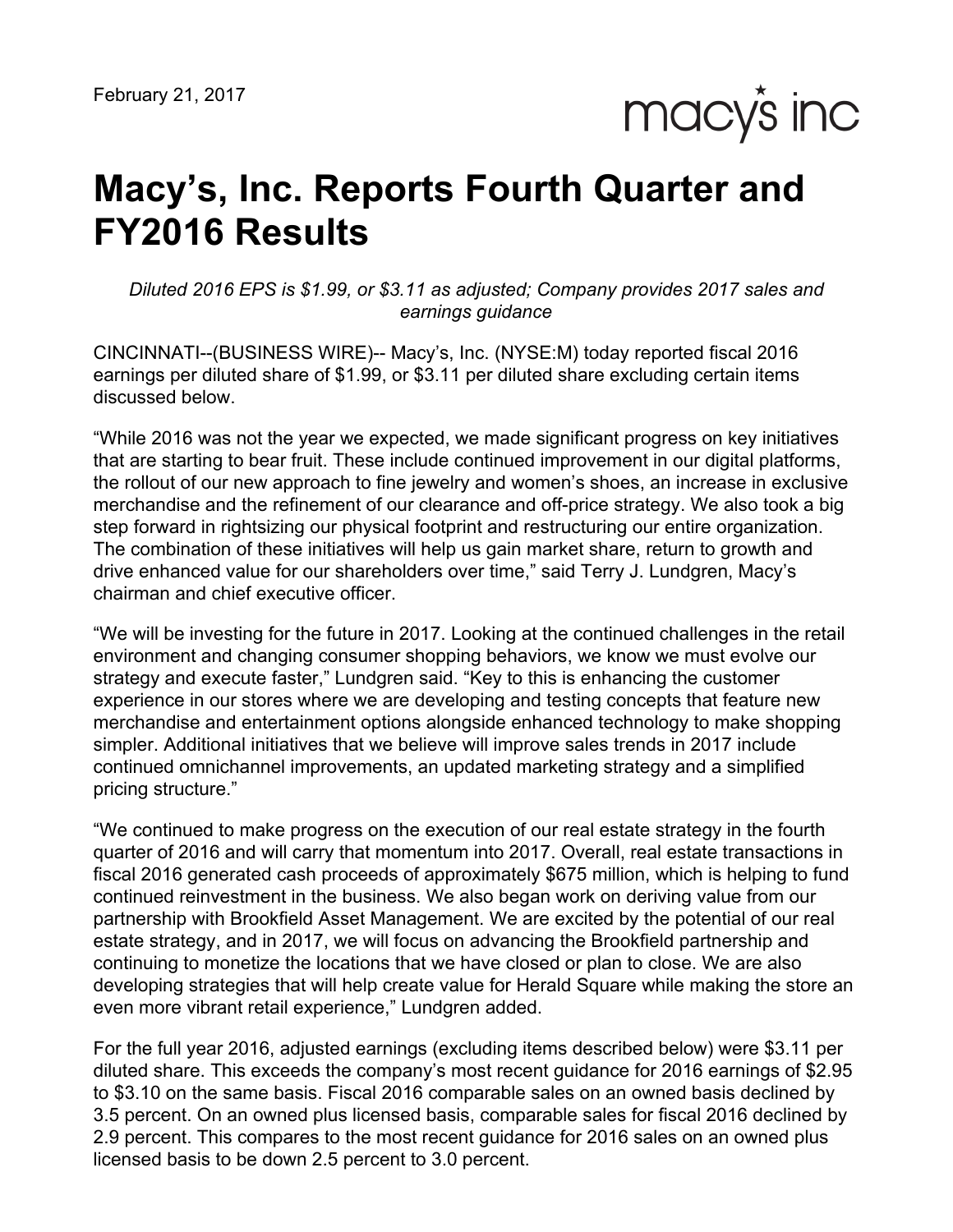February 21, 2017

macy's inc

# Macy's, Inc. Reports Fourth Quarter and FY2016 Results

*Diluted 2016 EPS is $1.99, or $3.11 as adjusted; Company provides 2017 sales and earnings guidance*

CINCINNATI--(BUSINESS WIRE)-- Macy's, Inc. (NYSE:M) today reported fiscal 2016 earnings per diluted share of $1.99, or $3.11 per diluted share excluding certain items discussed below.

"While 2016 was not the year we expected, we made significant progress on key initiatives that are starting to bear fruit. These include continued improvement in our digital platforms, the rollout of our new approach to fine jewelry and women's shoes, an increase in exclusive merchandise and the refinement of our clearance and off-price strategy. We also took a big step forward in rightsizing our physical footprint and restructuring our entire organization. The combination of these initiatives will help us gain market share, return to growth and drive enhanced value for our shareholders over time," said Terry J. Lundgren, Macy's chairman and chief executive officer.

"We will be investing for the future in 2017. Looking at the continued challenges in the retail environment and changing consumer shopping behaviors, we know we must evolve our strategy and execute faster," Lundgren said. "Key to this is enhancing the customer experience in our stores where we are developing and testing concepts that feature new merchandise and entertainment options alongside enhanced technology to make shopping simpler. Additional initiatives that we believe will improve sales trends in 2017 include continued omnichannel improvements, an updated marketing strategy and a simplified pricing structure."

"We continued to make progress on the execution of our real estate strategy in the fourth quarter of 2016 and will carry that momentum into 2017. Overall, real estate transactions in fiscal 2016 generated cash proceeds of approximately $675 million, which is helping to fund continued reinvestment in the business. We also began work on deriving value from our partnership with Brookfield Asset Management. We are excited by the potential of our real estate strategy, and in 2017, we will focus on advancing the Brookfield partnership and continuing to monetize the locations that we have closed or plan to close. We are also developing strategies that will help create value for Herald Square while making the store an even more vibrant retail experience," Lundgren added.

For the full year 2016, adjusted earnings (excluding items described below) were $3.11 per diluted share. This exceeds the company's most recent guidance for 2016 earnings of $2.95 to $3.10 on the same basis. Fiscal 2016 comparable sales on an owned basis declined by 3.5 percent. On an owned plus licensed basis, comparable sales for fiscal 2016 declined by 2.9 percent. This compares to the most recent guidance for 2016 sales on an owned plus licensed basis to be down 2.5 percent to 3.0 percent.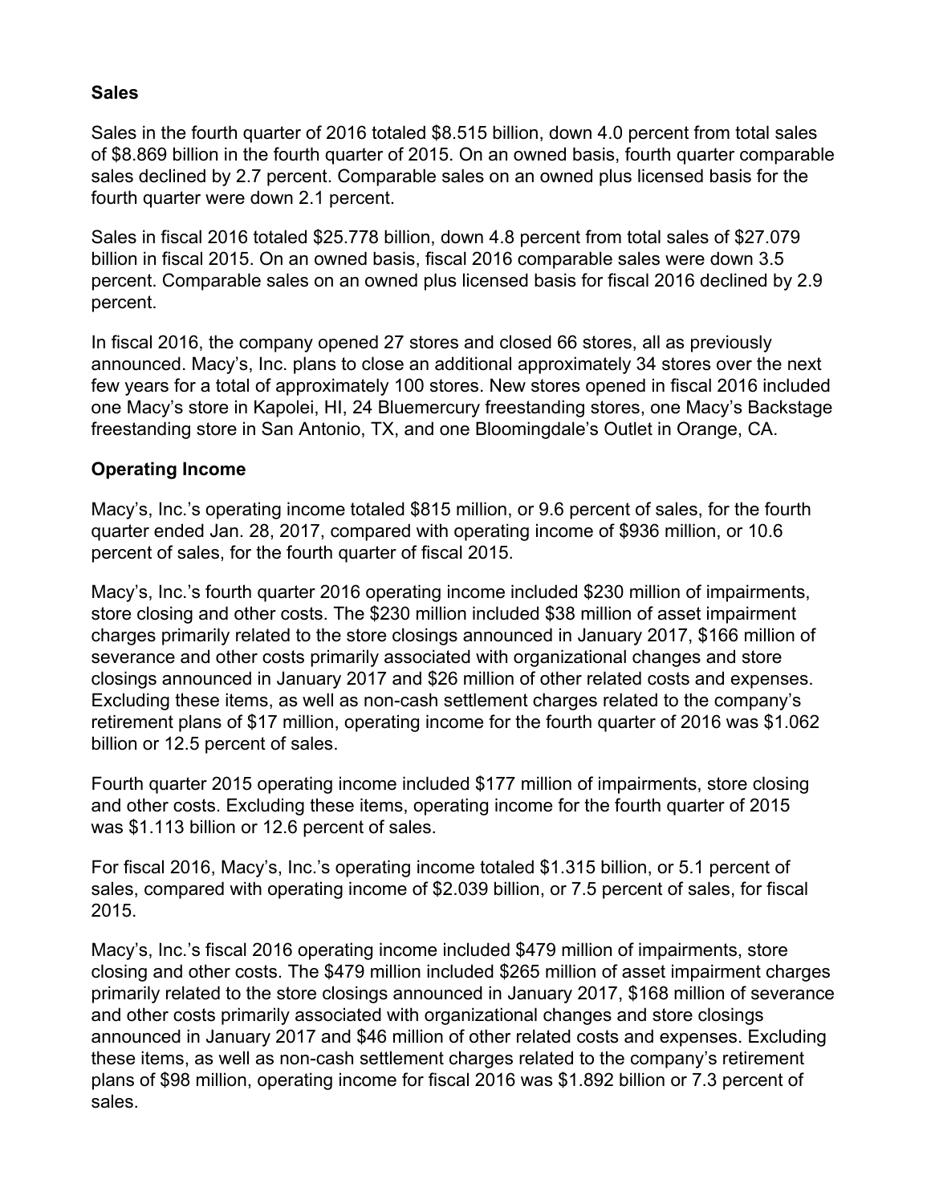## Sales

Sales in the fourth quarter of 2016 totaled $8.515 billion, down 4.0 percent from total sales of $8.869 billion in the fourth quarter of 2015. On an owned basis, fourth quarter comparable sales declined by 2.7 percent. Comparable sales on an owned plus licensed basis for the fourth quarter were down 2.1 percent.

Sales in fiscal 2016 totaled $25.778 billion, down 4.8 percent from total sales of $27.079 billion in fiscal 2015. On an owned basis, fiscal 2016 comparable sales were down 3.5 percent. Comparable sales on an owned plus licensed basis for fiscal 2016 declined by 2.9 percent.

In fiscal 2016, the company opened 27 stores and closed 66 stores, all as previously announced. Macy's, Inc. plans to close an additional approximately 34 stores over the next few years for a total of approximately 100 stores. New stores opened in fiscal 2016 included one Macy's store in Kapolei, HI, 24 Bluemercury freestanding stores, one Macy's Backstage freestanding store in San Antonio, TX, and one Bloomingdale's Outlet in Orange, CA.

## Operating Income

Macy's, Inc.'s operating income totaled $815 million, or 9.6 percent of sales, for the fourth quarter ended Jan. 28, 2017, compared with operating income of $936 million, or 10.6 percent of sales, for the fourth quarter of fiscal 2015.

Macy's, Inc.'s fourth quarter 2016 operating income included $230 million of impairments, store closing and other costs. The $230 million included $38 million of asset impairment charges primarily related to the store closings announced in January 2017, $166 million of severance and other costs primarily associated with organizational changes and store closings announced in January 2017 and $26 million of other related costs and expenses. Excluding these items, as well as non-cash settlement charges related to the company's retirement plans of $17 million, operating income for the fourth quarter of 2016 was $1.062 billion or 12.5 percent of sales.

Fourth quarter 2015 operating income included $177 million of impairments, store closing and other costs. Excluding these items, operating income for the fourth quarter of 2015 was $1.113 billion or 12.6 percent of sales.

For fiscal 2016, Macy's, Inc.'s operating income totaled $1.315 billion, or 5.1 percent of sales, compared with operating income of $2.039 billion, or 7.5 percent of sales, for fiscal 2015.

Macy's, Inc.'s fiscal 2016 operating income included $479 million of impairments, store closing and other costs. The $479 million included $265 million of asset impairment charges primarily related to the store closings announced in January 2017, $168 million of severance and other costs primarily associated with organizational changes and store closings announced in January 2017 and $46 million of other related costs and expenses. Excluding these items, as well as non-cash settlement charges related to the company's retirement plans of $98 million, operating income for fiscal 2016 was $1.892 billion or 7.3 percent of sales.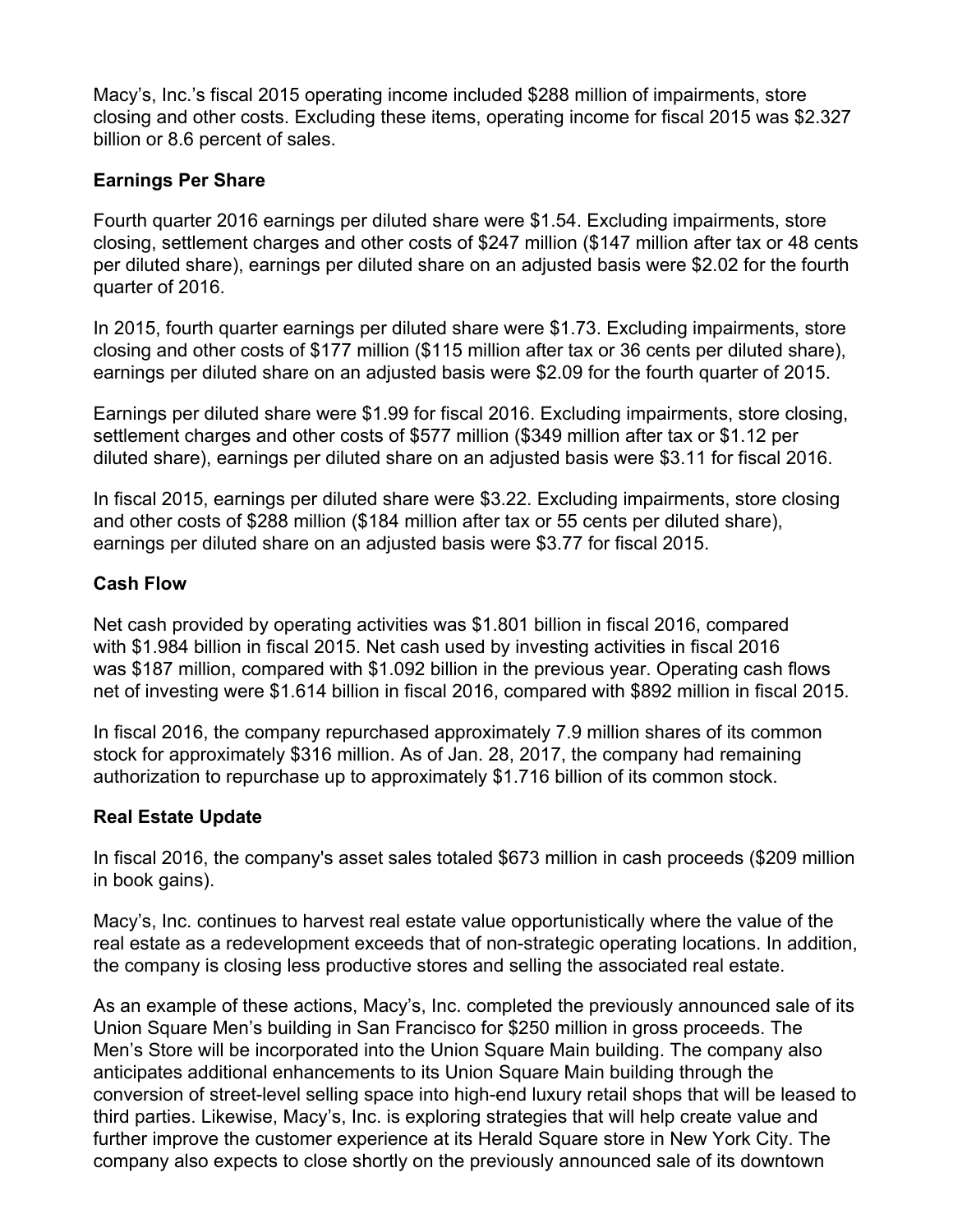Macy's, Inc.'s fiscal 2015 operating income included $288 million of impairments, store closing and other costs. Excluding these items, operating income for fiscal 2015 was $2.327 billion or 8.6 percent of sales.

## Earnings Per Share

Fourth quarter 2016 earnings per diluted share were $1.54. Excluding impairments, store closing, settlement charges and other costs of $247 million ($147 million after tax or 48 cents per diluted share), earnings per diluted share on an adjusted basis were $2.02 for the fourth quarter of 2016.

In 2015, fourth quarter earnings per diluted share were $1.73. Excluding impairments, store closing and other costs of $177 million ($115 million after tax or 36 cents per diluted share), earnings per diluted share on an adjusted basis were $2.09 for the fourth quarter of 2015.

Earnings per diluted share were $1.99 for fiscal 2016. Excluding impairments, store closing, settlement charges and other costs of $577 million ($349 million after tax or $1.12 per diluted share), earnings per diluted share on an adjusted basis were $3.11 for fiscal 2016.

In fiscal 2015, earnings per diluted share were $3.22. Excluding impairments, store closing and other costs of $288 million ($184 million after tax or 55 cents per diluted share), earnings per diluted share on an adjusted basis were $3.77 for fiscal 2015.

## Cash Flow

Net cash provided by operating activities was $1.801 billion in fiscal 2016, compared with $1.984 billion in fiscal 2015. Net cash used by investing activities in fiscal 2016 was $187 million, compared with $1.092 billion in the previous year. Operating cash flows net of investing were $1.614 billion in fiscal 2016, compared with $892 million in fiscal 2015.

In fiscal 2016, the company repurchased approximately 7.9 million shares of its common stock for approximately $316 million. As of Jan. 28, 2017, the company had remaining authorization to repurchase up to approximately $1.716 billion of its common stock.

## Real Estate Update

In fiscal 2016, the company's asset sales totaled $673 million in cash proceeds ($209 million in book gains).

Macy's, Inc. continues to harvest real estate value opportunistically where the value of the real estate as a redevelopment exceeds that of non-strategic operating locations. In addition, the company is closing less productive stores and selling the associated real estate.

As an example of these actions, Macy's, Inc. completed the previously announced sale of its Union Square Men's building in San Francisco for $250 million in gross proceeds. The Men's Store will be incorporated into the Union Square Main building. The company also anticipates additional enhancements to its Union Square Main building through the conversion of street-level selling space into high-end luxury retail shops that will be leased to third parties. Likewise, Macy's, Inc. is exploring strategies that will help create value and further improve the customer experience at its Herald Square store in New York City. The company also expects to close shortly on the previously announced sale of its downtown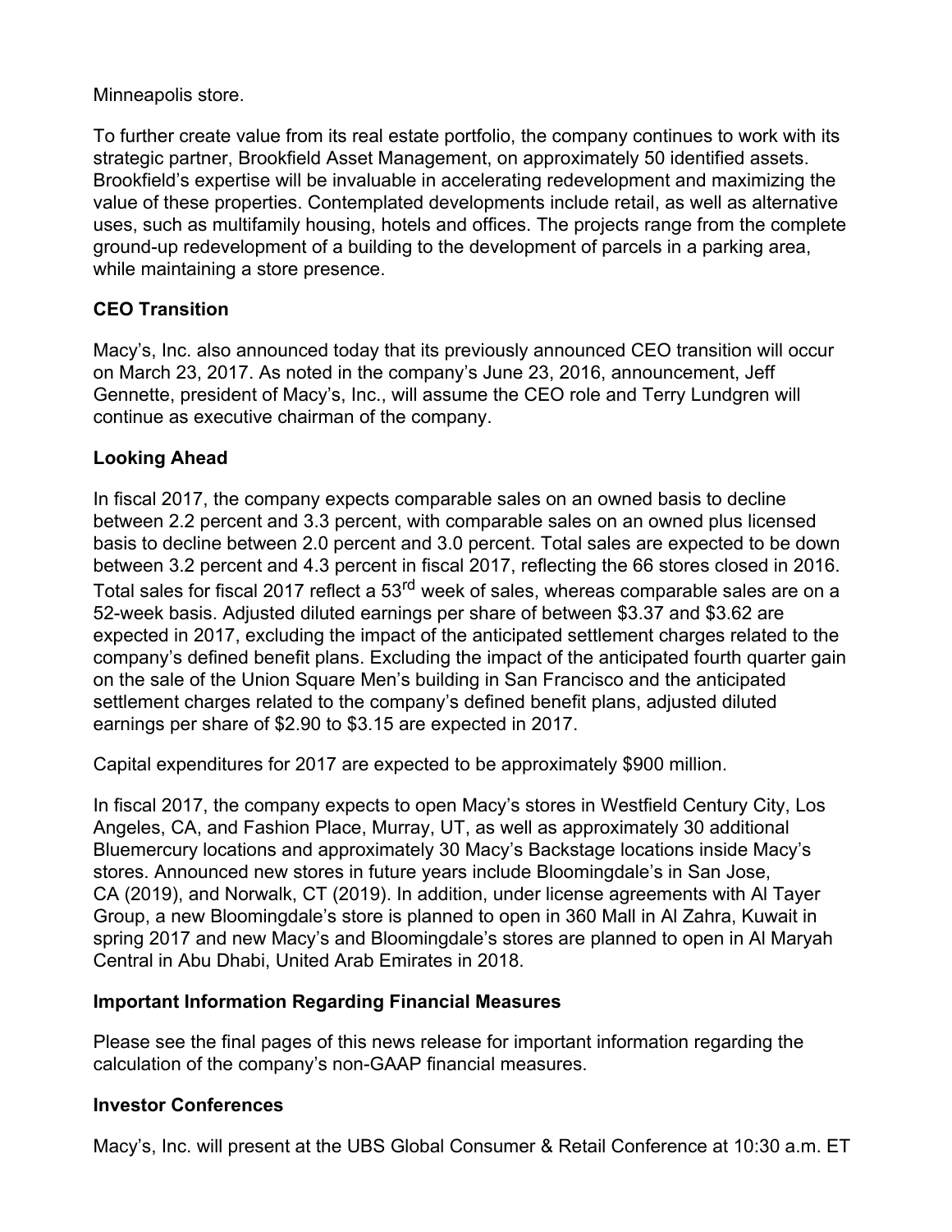Minneapolis store.

To further create value from its real estate portfolio, the company continues to work with its strategic partner, Brookfield Asset Management, on approximately 50 identified assets. Brookfield's expertise will be invaluable in accelerating redevelopment and maximizing the value of these properties. Contemplated developments include retail, as well as alternative uses, such as multifamily housing, hotels and offices. The projects range from the complete ground-up redevelopment of a building to the development of parcels in a parking area, while maintaining a store presence.

**CEO Transition**

Macy's, Inc. also announced today that its previously announced CEO transition will occur on March 23, 2017. As noted in the company's June 23, 2016, announcement, Jeff Gennette, president of Macy's, Inc., will assume the CEO role and Terry Lundgren will continue as executive chairman of the company.

**Looking Ahead**

In fiscal 2017, the company expects comparable sales on an owned basis to decline between 2.2 percent and 3.3 percent, with comparable sales on an owned plus licensed basis to decline between 2.0 percent and 3.0 percent. Total sales are expected to be down between 3.2 percent and 4.3 percent in fiscal 2017, reflecting the 66 stores closed in 2016. Total sales for fiscal 2017 reflect a 53rd week of sales, whereas comparable sales are on a 52-week basis. Adjusted diluted earnings per share of between $3.37 and $3.62 are expected in 2017, excluding the impact of the anticipated settlement charges related to the company's defined benefit plans. Excluding the impact of the anticipated fourth quarter gain on the sale of the Union Square Men's building in San Francisco and the anticipated settlement charges related to the company's defined benefit plans, adjusted diluted earnings per share of $2.90 to $3.15 are expected in 2017.

Capital expenditures for 2017 are expected to be approximately $900 million.

In fiscal 2017, the company expects to open Macy's stores in Westfield Century City, Los Angeles, CA, and Fashion Place, Murray, UT, as well as approximately 30 additional Bluemercury locations and approximately 30 Macy's Backstage locations inside Macy's stores. Announced new stores in future years include Bloomingdale's in San Jose, CA (2019), and Norwalk, CT (2019). In addition, under license agreements with Al Tayer Group, a new Bloomingdale's store is planned to open in 360 Mall in Al Zahra, Kuwait in spring 2017 and new Macy's and Bloomingdale's stores are planned to open in Al Maryah Central in Abu Dhabi, United Arab Emirates in 2018.

**Important Information Regarding Financial Measures**

Please see the final pages of this news release for important information regarding the calculation of the company's non-GAAP financial measures.

**Investor Conferences**

Macy's, Inc. will present at the UBS Global Consumer & Retail Conference at 10:30 a.m. ET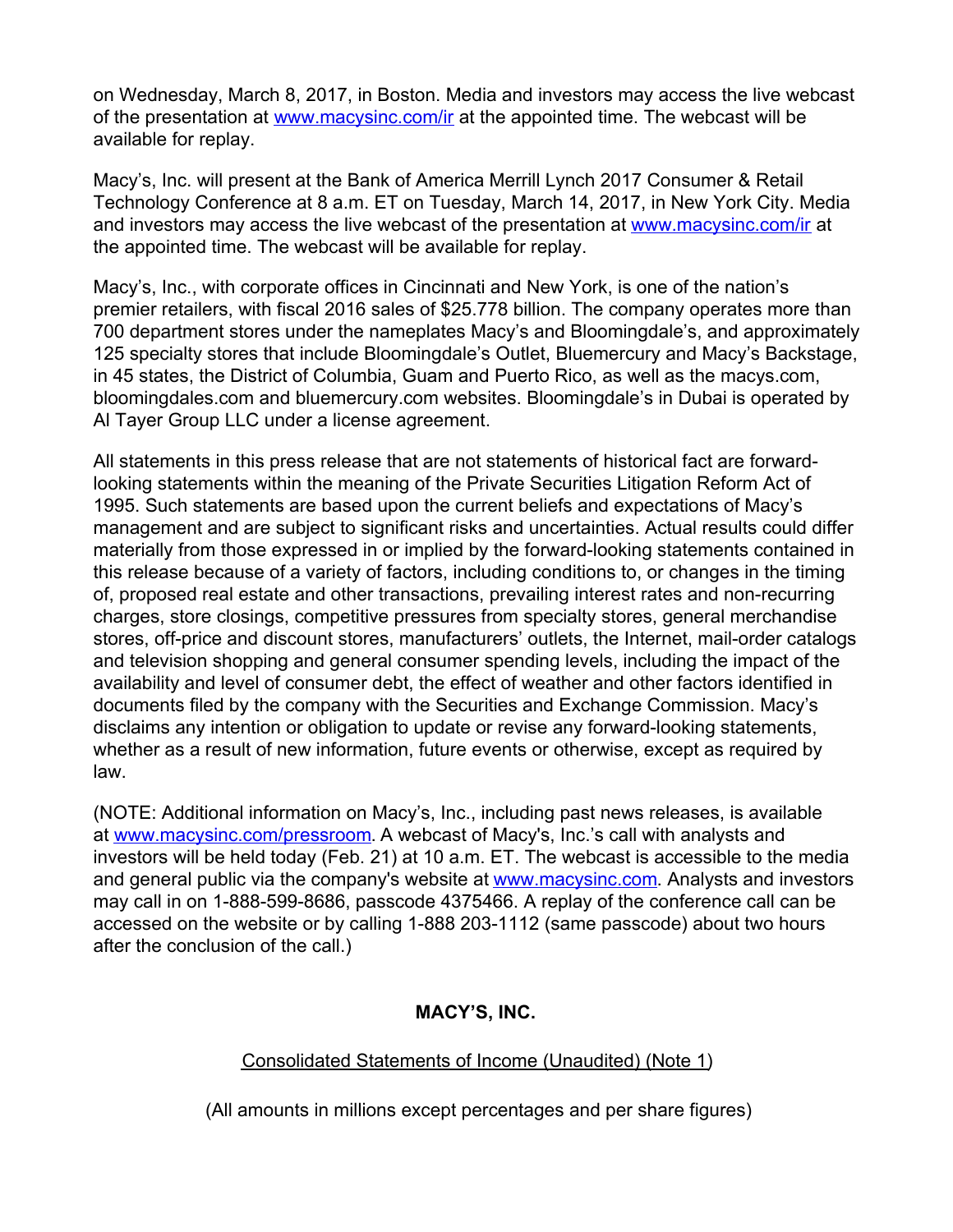on Wednesday, March 8, 2017, in Boston. Media and investors may access the live webcast of the presentation at www.macysinc.com/ir at the appointed time. The webcast will be available for replay.

Macy's, Inc. will present at the Bank of America Merrill Lynch 2017 Consumer & Retail Technology Conference at 8 a.m. ET on Tuesday, March 14, 2017, in New York City. Media and investors may access the live webcast of the presentation at www.macysinc.com/ir at the appointed time. The webcast will be available for replay.

Macy's, Inc., with corporate offices in Cincinnati and New York, is one of the nation's premier retailers, with fiscal 2016 sales of $25.778 billion. The company operates more than 700 department stores under the nameplates Macy's and Bloomingdale's, and approximately 125 specialty stores that include Bloomingdale's Outlet, Bluemercury and Macy's Backstage, in 45 states, the District of Columbia, Guam and Puerto Rico, as well as the macys.com, bloomingdales.com and bluemercury.com websites. Bloomingdale's in Dubai is operated by Al Tayer Group LLC under a license agreement.

All statements in this press release that are not statements of historical fact are forward-looking statements within the meaning of the Private Securities Litigation Reform Act of 1995. Such statements are based upon the current beliefs and expectations of Macy's management and are subject to significant risks and uncertainties. Actual results could differ materially from those expressed in or implied by the forward-looking statements contained in this release because of a variety of factors, including conditions to, or changes in the timing of, proposed real estate and other transactions, prevailing interest rates and non-recurring charges, store closings, competitive pressures from specialty stores, general merchandise stores, off-price and discount stores, manufacturers' outlets, the Internet, mail-order catalogs and television shopping and general consumer spending levels, including the impact of the availability and level of consumer debt, the effect of weather and other factors identified in documents filed by the company with the Securities and Exchange Commission. Macy's disclaims any intention or obligation to update or revise any forward-looking statements, whether as a result of new information, future events or otherwise, except as required by law.

(NOTE: Additional information on Macy's, Inc., including past news releases, is available at www.macysinc.com/pressroom. A webcast of Macy's, Inc.'s call with analysts and investors will be held today (Feb. 21) at 10 a.m. ET. The webcast is accessible to the media and general public via the company's website at www.macysinc.com. Analysts and investors may call in on 1-888-599-8686, passcode 4375466. A replay of the conference call can be accessed on the website or by calling 1-888 203-1112 (same passcode) about two hours after the conclusion of the call.)

**MACY'S, INC.**

Consolidated Statements of Income (Unaudited) (Note 1)

(All amounts in millions except percentages and per share figures)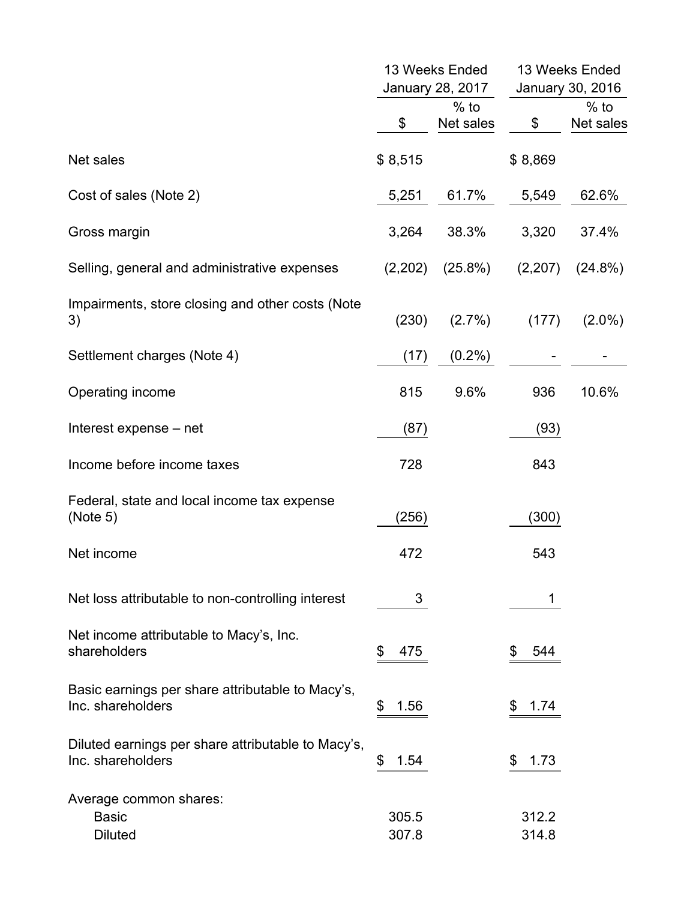| | 13 Weeks Ended January 28, 2017 | | 13 Weeks Ended January 30, 2016 | |
|---|---|---|---|---|
| | $ | % to Net sales | $ | % to Net sales |
| Net sales | $ 8,515 | | $ 8,869 | |
| Cost of sales (Note 2) | 5,251 | 61.7% | 5,549 | 62.6% |
| Gross margin | 3,264 | 38.3% | 3,320 | 37.4% |
| Selling, general and administrative expenses | (2,202) | (25.8%) | (2,207) | (24.8%) |
| Impairments, store closing and other costs (Note 3) | (230) | (2.7%) | (177) | (2.0%) |
| Settlement charges (Note 4) | (17) | (0.2%) | - | - |
| Operating income | 815 | 9.6% | 936 | 10.6% |
| Interest expense – net | (87) | | (93) | |
| Income before income taxes | 728 | | 843 | |
| Federal, state and local income tax expense (Note 5) | (256) | | (300) | |
| Net income | 472 | | 543 | |
| Net loss attributable to non-controlling interest | 3 | | 1 | |
| Net income attributable to Macy's, Inc. shareholders | $ 475 | | $ 544 | |
| Basic earnings per share attributable to Macy's, Inc. shareholders | $ 1.56 | | $ 1.74 | |
| Diluted earnings per share attributable to Macy's, Inc. shareholders | $ 1.54 | | $ 1.73 | |
| Average common shares: | | | | |
| Basic | 305.5 | | 312.2 | |
| Diluted | 307.8 | | 314.8 | |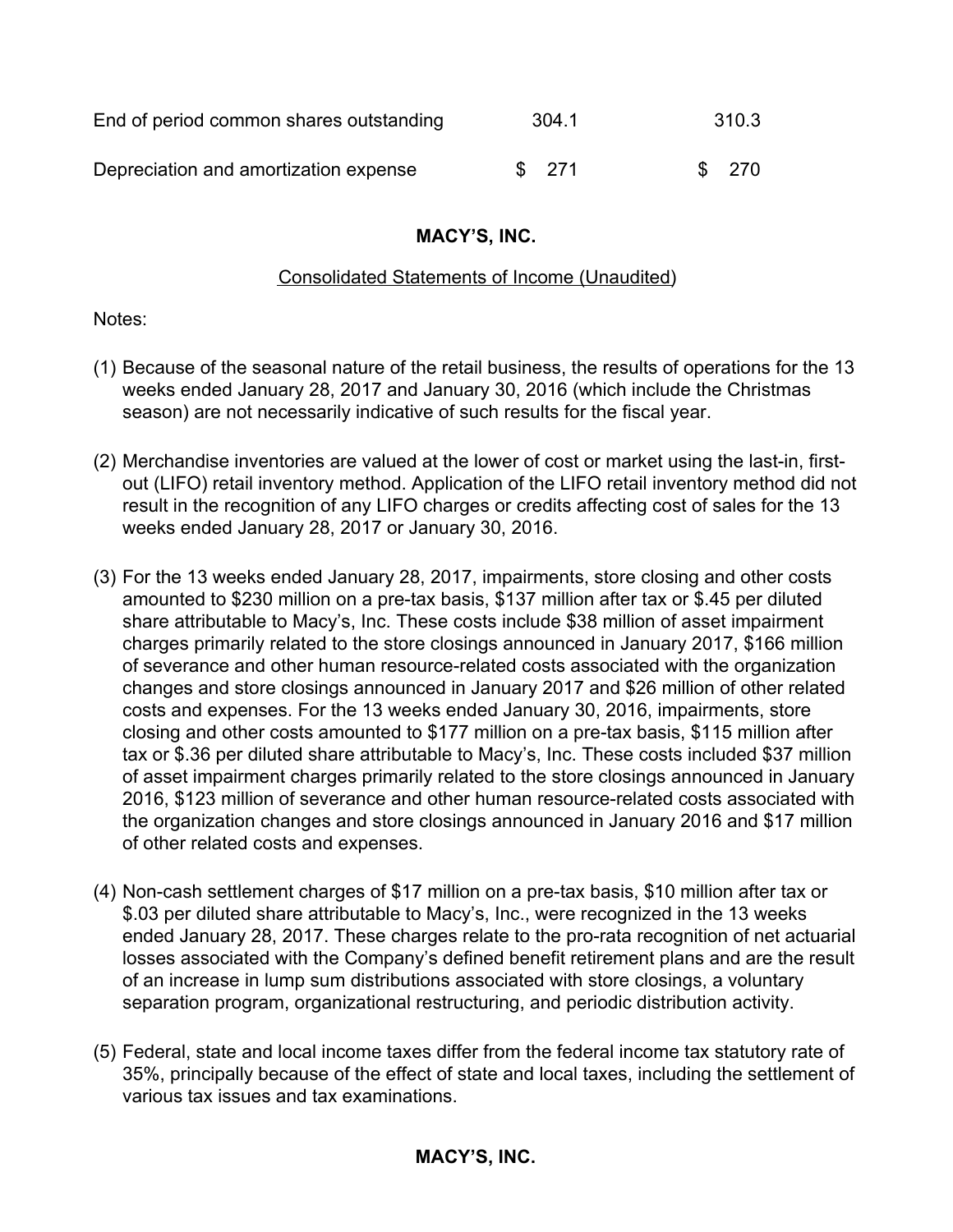| | | |
|---|---|---|
| End of period common shares outstanding | 304.1 | 310.3 |
| Depreciation and amortization expense | $ 271 | $ 270 |

**MACY'S, INC.**

Consolidated Statements of Income (Unaudited)

Notes:

(1) Because of the seasonal nature of the retail business, the results of operations for the 13 weeks ended January 28, 2017 and January 30, 2016 (which include the Christmas season) are not necessarily indicative of such results for the fiscal year.

(2) Merchandise inventories are valued at the lower of cost or market using the last-in, first-out (LIFO) retail inventory method. Application of the LIFO retail inventory method did not result in the recognition of any LIFO charges or credits affecting cost of sales for the 13 weeks ended January 28, 2017 or January 30, 2016.

(3) For the 13 weeks ended January 28, 2017, impairments, store closing and other costs amounted to $230 million on a pre-tax basis, $137 million after tax or $.45 per diluted share attributable to Macy's, Inc. These costs include $38 million of asset impairment charges primarily related to the store closings announced in January 2017, $166 million of severance and other human resource-related costs associated with the organization changes and store closings announced in January 2017 and $26 million of other related costs and expenses. For the 13 weeks ended January 30, 2016, impairments, store closing and other costs amounted to $177 million on a pre-tax basis, $115 million after tax or $.36 per diluted share attributable to Macy's, Inc. These costs included $37 million of asset impairment charges primarily related to the store closings announced in January 2016, $123 million of severance and other human resource-related costs associated with the organization changes and store closings announced in January 2016 and $17 million of other related costs and expenses.

(4) Non-cash settlement charges of $17 million on a pre-tax basis, $10 million after tax or $.03 per diluted share attributable to Macy's, Inc., were recognized in the 13 weeks ended January 28, 2017. These charges relate to the pro-rata recognition of net actuarial losses associated with the Company's defined benefit retirement plans and are the result of an increase in lump sum distributions associated with store closings, a voluntary separation program, organizational restructuring, and periodic distribution activity.

(5) Federal, state and local income taxes differ from the federal income tax statutory rate of 35%, principally because of the effect of state and local taxes, including the settlement of various tax issues and tax examinations.

**MACY'S, INC.**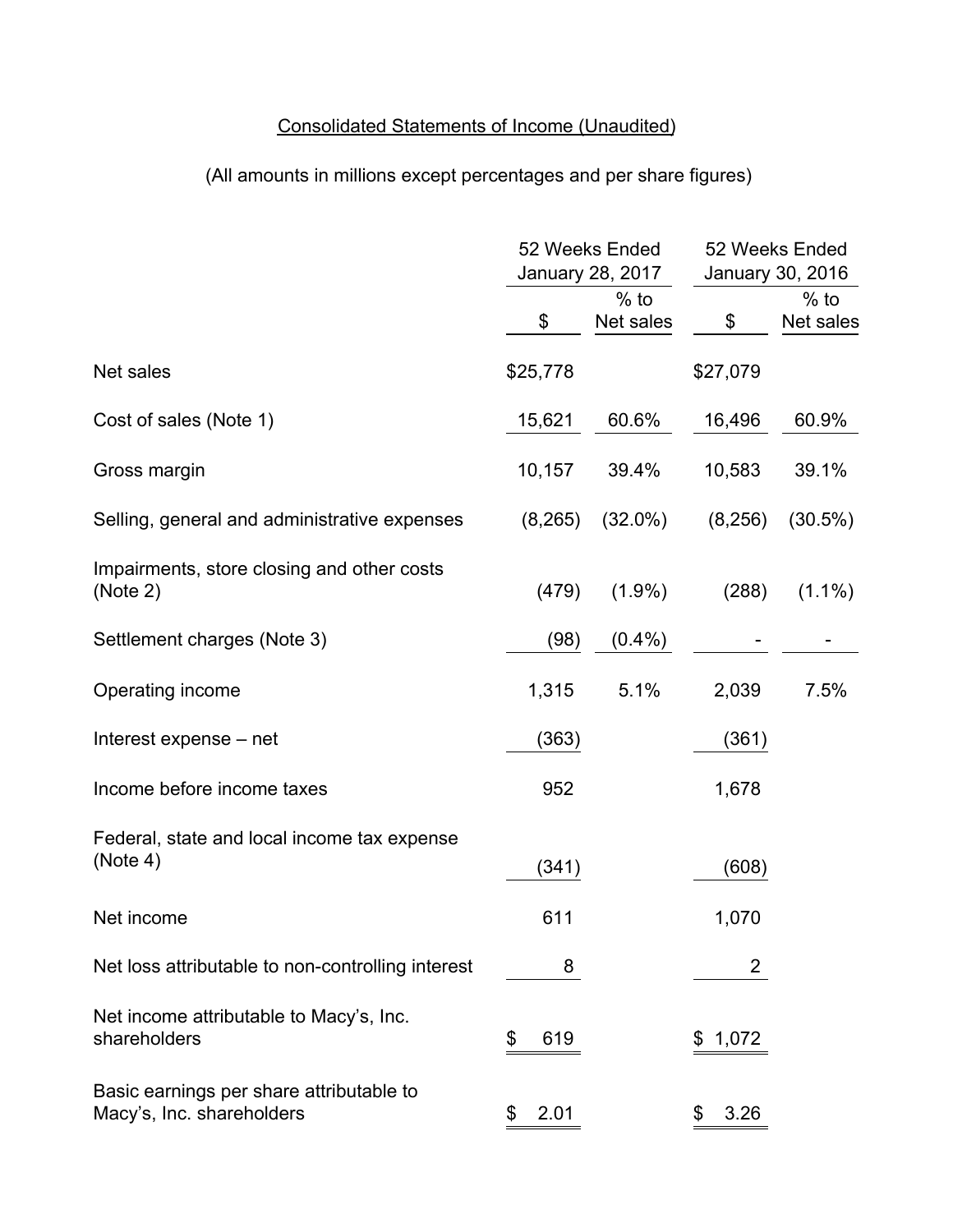# Consolidated Statements of Income (Unaudited)

(All amounts in millions except percentages and per share figures)

| | 52 Weeks Ended January 28, 2017 | | 52 Weeks Ended January 30, 2016 | |
|---|---|---|---|---|
| | $ | % to Net sales | $ | % to Net sales |
| Net sales | $25,778 | | $27,079 | |
| Cost of sales (Note 1) | 15,621 | 60.6% | 16,496 | 60.9% |
| Gross margin | 10,157 | 39.4% | 10,583 | 39.1% |
| Selling, general and administrative expenses | (8,265) | (32.0%) | (8,256) | (30.5%) |
| Impairments, store closing and other costs (Note 2) | (479) | (1.9%) | (288) | (1.1%) |
| Settlement charges (Note 3) | (98) | (0.4%) | - | - |
| Operating income | 1,315 | 5.1% | 2,039 | 7.5% |
| Interest expense – net | (363) | | (361) | |
| Income before income taxes | 952 | | 1,678 | |
| Federal, state and local income tax expense (Note 4) | (341) | | (608) | |
| Net income | 611 | | 1,070 | |
| Net loss attributable to non-controlling interest | 8 | | 2 | |
| Net income attributable to Macy's, Inc. shareholders | $ 619 | | $ 1,072 | |
| Basic earnings per share attributable to Macy's, Inc. shareholders | $ 2.01 | | $ 3.26 | |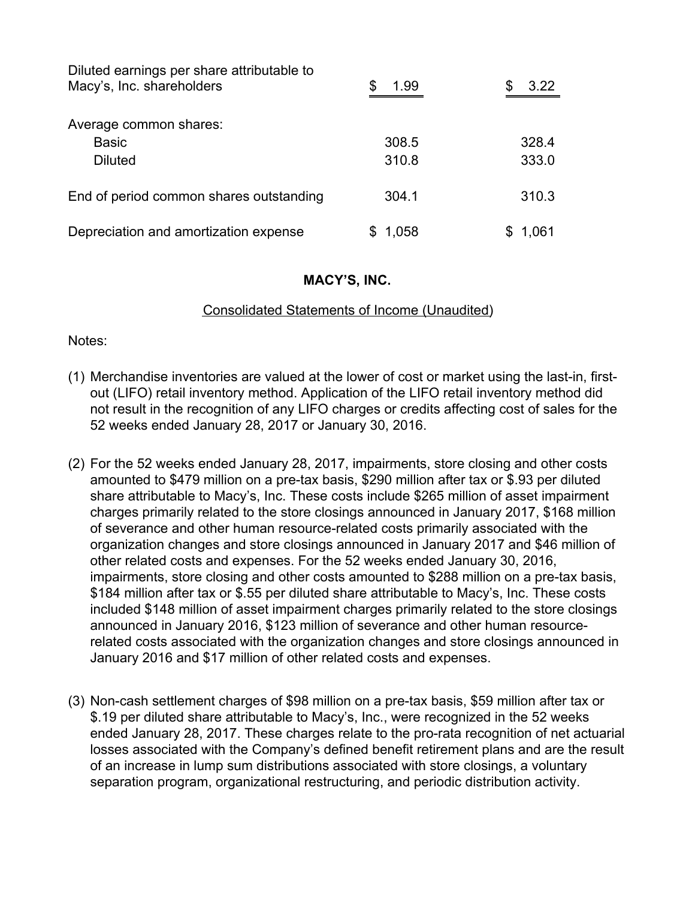| | | |
|---|---|---|
| Diluted earnings per share attributable to Macy's, Inc. shareholders | $ 1.99 | $ 3.22 |
| Average common shares: | | |
| Basic | 308.5 | 328.4 |
| Diluted | 310.8 | 333.0 |
| End of period common shares outstanding | 304.1 | 310.3 |
| Depreciation and amortization expense | $ 1,058 | $ 1,061 |

**MACY'S, INC.**

Consolidated Statements of Income (Unaudited)

Notes:

(1) Merchandise inventories are valued at the lower of cost or market using the last-in, first-out (LIFO) retail inventory method. Application of the LIFO retail inventory method did not result in the recognition of any LIFO charges or credits affecting cost of sales for the 52 weeks ended January 28, 2017 or January 30, 2016.

(2) For the 52 weeks ended January 28, 2017, impairments, store closing and other costs amounted to $479 million on a pre-tax basis, $290 million after tax or $.93 per diluted share attributable to Macy's, Inc. These costs include $265 million of asset impairment charges primarily related to the store closings announced in January 2017, $168 million of severance and other human resource-related costs primarily associated with the organization changes and store closings announced in January 2017 and $46 million of other related costs and expenses. For the 52 weeks ended January 30, 2016, impairments, store closing and other costs amounted to $288 million on a pre-tax basis, $184 million after tax or $.55 per diluted share attributable to Macy's, Inc. These costs included $148 million of asset impairment charges primarily related to the store closings announced in January 2016, $123 million of severance and other human resource-related costs associated with the organization changes and store closings announced in January 2016 and $17 million of other related costs and expenses.

(3) Non-cash settlement charges of $98 million on a pre-tax basis, $59 million after tax or $.19 per diluted share attributable to Macy's, Inc., were recognized in the 52 weeks ended January 28, 2017. These charges relate to the pro-rata recognition of net actuarial losses associated with the Company's defined benefit retirement plans and are the result of an increase in lump sum distributions associated with store closings, a voluntary separation program, organizational restructuring, and periodic distribution activity.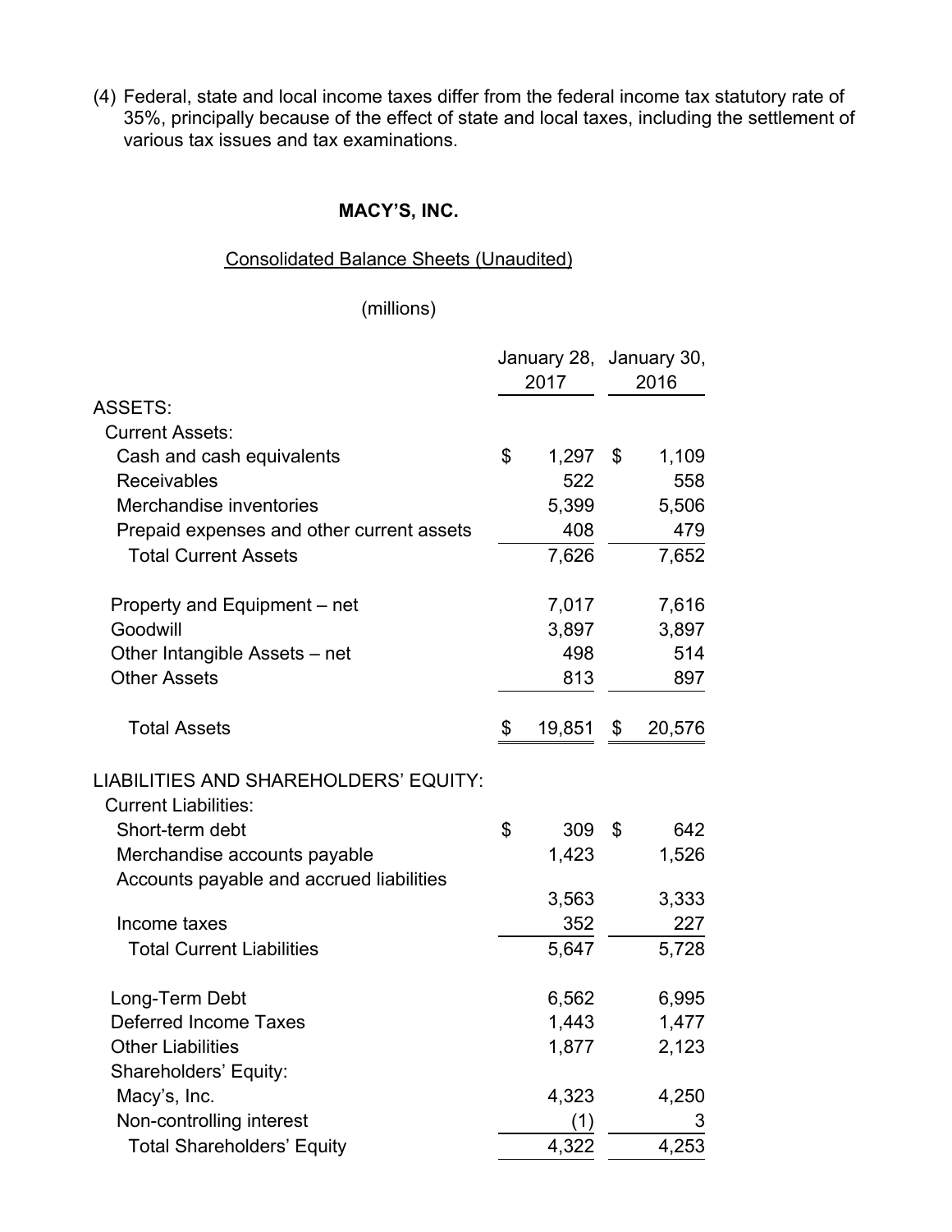(4) Federal, state and local income taxes differ from the federal income tax statutory rate of 35%, principally because of the effect of state and local taxes, including the settlement of various tax issues and tax examinations.

**MACY'S, INC.**

Consolidated Balance Sheets (Unaudited)

(millions)

| | January 28, 2017 | January 30, 2016 |
|---|---|---|
| ASSETS: | | |
| Current Assets: | | |
| Cash and cash equivalents | $ 1,297 | $ 1,109 |
| Receivables | 522 | 558 |
| Merchandise inventories | 5,399 | 5,506 |
| Prepaid expenses and other current assets | 408 | 479 |
| Total Current Assets | 7,626 | 7,652 |
| | | |
| Property and Equipment – net | 7,017 | 7,616 |
| Goodwill | 3,897 | 3,897 |
| Other Intangible Assets – net | 498 | 514 |
| Other Assets | 813 | 897 |
| | | |
| Total Assets | $ 19,851 | $ 20,576 |
| | | |
| LIABILITIES AND SHAREHOLDERS' EQUITY: | | |
| Current Liabilities: | | |
| Short-term debt | $ 309 | $ 642 |
| Merchandise accounts payable | 1,423 | 1,526 |
| Accounts payable and accrued liabilities | 3,563 | 3,333 |
| Income taxes | 352 | 227 |
| Total Current Liabilities | 5,647 | 5,728 |
| | | |
| Long-Term Debt | 6,562 | 6,995 |
| Deferred Income Taxes | 1,443 | 1,477 |
| Other Liabilities | 1,877 | 2,123 |
| Shareholders' Equity: | | |
| Macy's, Inc. | 4,323 | 4,250 |
| Non-controlling interest | (1) | 3 |
| Total Shareholders' Equity | 4,322 | 4,253 |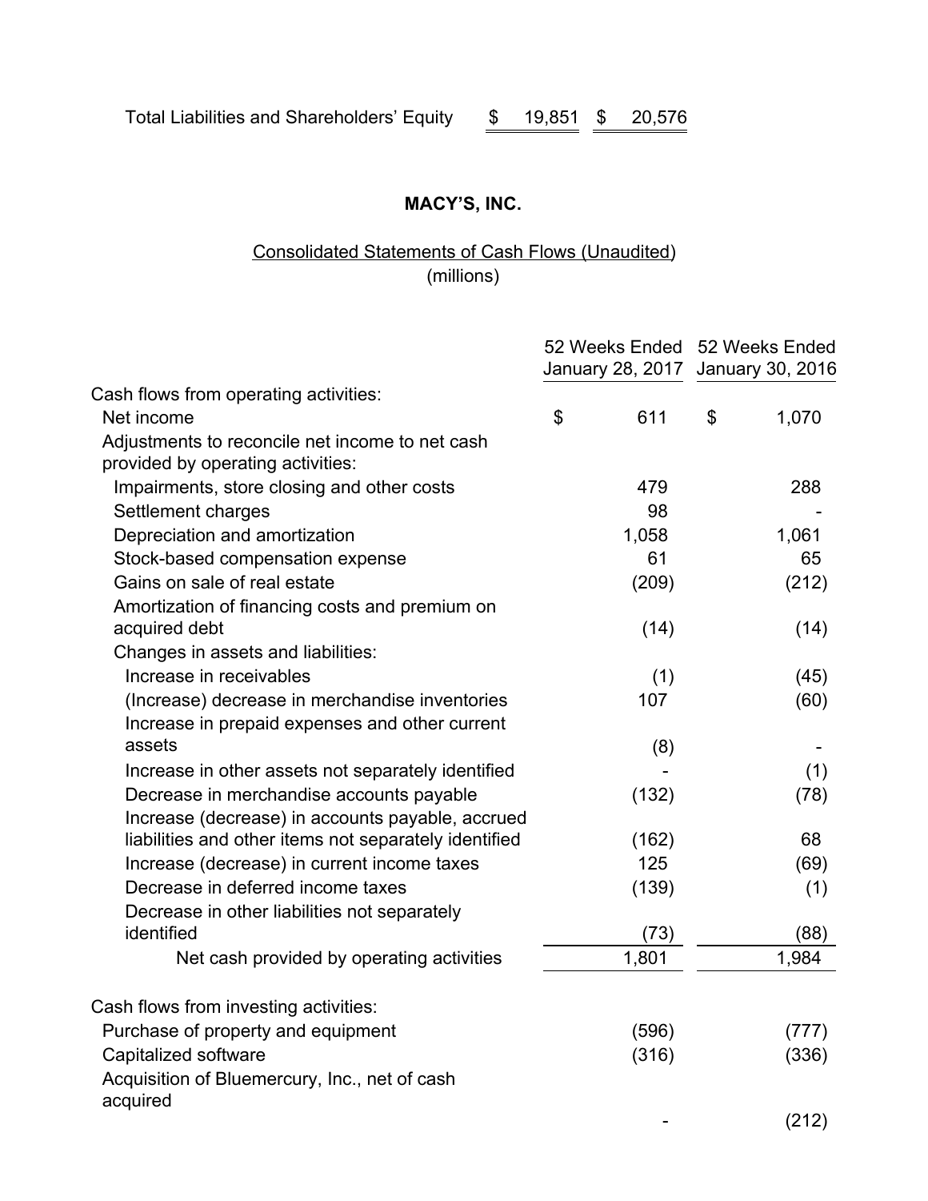| Total Liabilities and Shareholders' Equity | $ 19,851 | $ 20,576 |
| --- | --- | --- |

**MACY'S, INC.**

Consolidated Statements of Cash Flows (Unaudited)
(millions)

| | 52 Weeks Ended January 28, 2017 | 52 Weeks Ended January 30, 2016 |
| --- | --- | --- |
| Cash flows from operating activities: | | |
| Net income | $ 611 | $ 1,070 |
| Adjustments to reconcile net income to net cash provided by operating activities: | | |
| Impairments, store closing and other costs | 479 | 288 |
| Settlement charges | 98 | - |
| Depreciation and amortization | 1,058 | 1,061 |
| Stock-based compensation expense | 61 | 65 |
| Gains on sale of real estate | (209) | (212) |
| Amortization of financing costs and premium on acquired debt | (14) | (14) |
| Changes in assets and liabilities: | | |
| Increase in receivables | (1) | (45) |
| (Increase) decrease in merchandise inventories | 107 | (60) |
| Increase in prepaid expenses and other current assets | (8) | - |
| Increase in other assets not separately identified | - | (1) |
| Decrease in merchandise accounts payable | (132) | (78) |
| Increase (decrease) in accounts payable, accrued liabilities and other items not separately identified | (162) | 68 |
| Increase (decrease) in current income taxes | 125 | (69) |
| Decrease in deferred income taxes | (139) | (1) |
| Decrease in other liabilities not separately identified | (73) | (88) |
| Net cash provided by operating activities | 1,801 | 1,984 |
| | | |
| Cash flows from investing activities: | | |
| Purchase of property and equipment | (596) | (777) |
| Capitalized software | (316) | (336) |
| Acquisition of Bluemercury, Inc., net of cash acquired | - | (212) |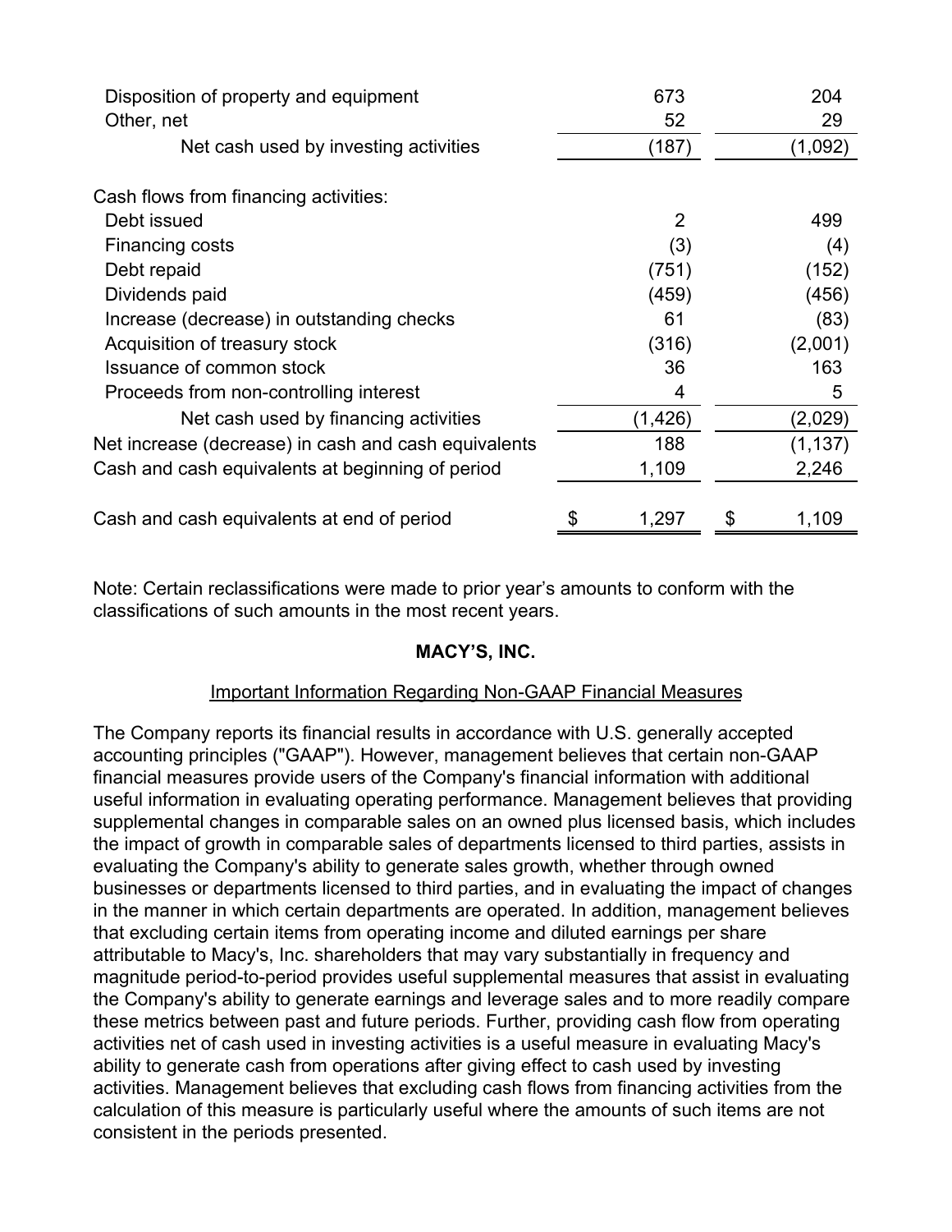| | | |
|---|---|---|
| Disposition of property and equipment | 673 | 204 |
| Other, net | 52 | 29 |
| Net cash used by investing activities | (187) | (1,092) |
| | | |
| Cash flows from financing activities: | | |
| Debt issued | 2 | 499 |
| Financing costs | (3) | (4) |
| Debt repaid | (751) | (152) |
| Dividends paid | (459) | (456) |
| Increase (decrease) in outstanding checks | 61 | (83) |
| Acquisition of treasury stock | (316) | (2,001) |
| Issuance of common stock | 36 | 163 |
| Proceeds from non-controlling interest | 4 | 5 |
| Net cash used by financing activities | (1,426) | (2,029) |
| Net increase (decrease) in cash and cash equivalents | 188 | (1,137) |
| Cash and cash equivalents at beginning of period | 1,109 | 2,246 |
| | | |
| Cash and cash equivalents at end of period | $ 1,297 | $ 1,109 |

Note: Certain reclassifications were made to prior year's amounts to conform with the classifications of such amounts in the most recent years.

**MACY'S, INC.**

Important Information Regarding Non-GAAP Financial Measures

The Company reports its financial results in accordance with U.S. generally accepted accounting principles ("GAAP"). However, management believes that certain non-GAAP financial measures provide users of the Company's financial information with additional useful information in evaluating operating performance. Management believes that providing supplemental changes in comparable sales on an owned plus licensed basis, which includes the impact of growth in comparable sales of departments licensed to third parties, assists in evaluating the Company's ability to generate sales growth, whether through owned businesses or departments licensed to third parties, and in evaluating the impact of changes in the manner in which certain departments are operated. In addition, management believes that excluding certain items from operating income and diluted earnings per share attributable to Macy's, Inc. shareholders that may vary substantially in frequency and magnitude period-to-period provides useful supplemental measures that assist in evaluating the Company's ability to generate earnings and leverage sales and to more readily compare these metrics between past and future periods. Further, providing cash flow from operating activities net of cash used in investing activities is a useful measure in evaluating Macy's ability to generate cash from operations after giving effect to cash used by investing activities. Management believes that excluding cash flows from financing activities from the calculation of this measure is particularly useful where the amounts of such items are not consistent in the periods presented.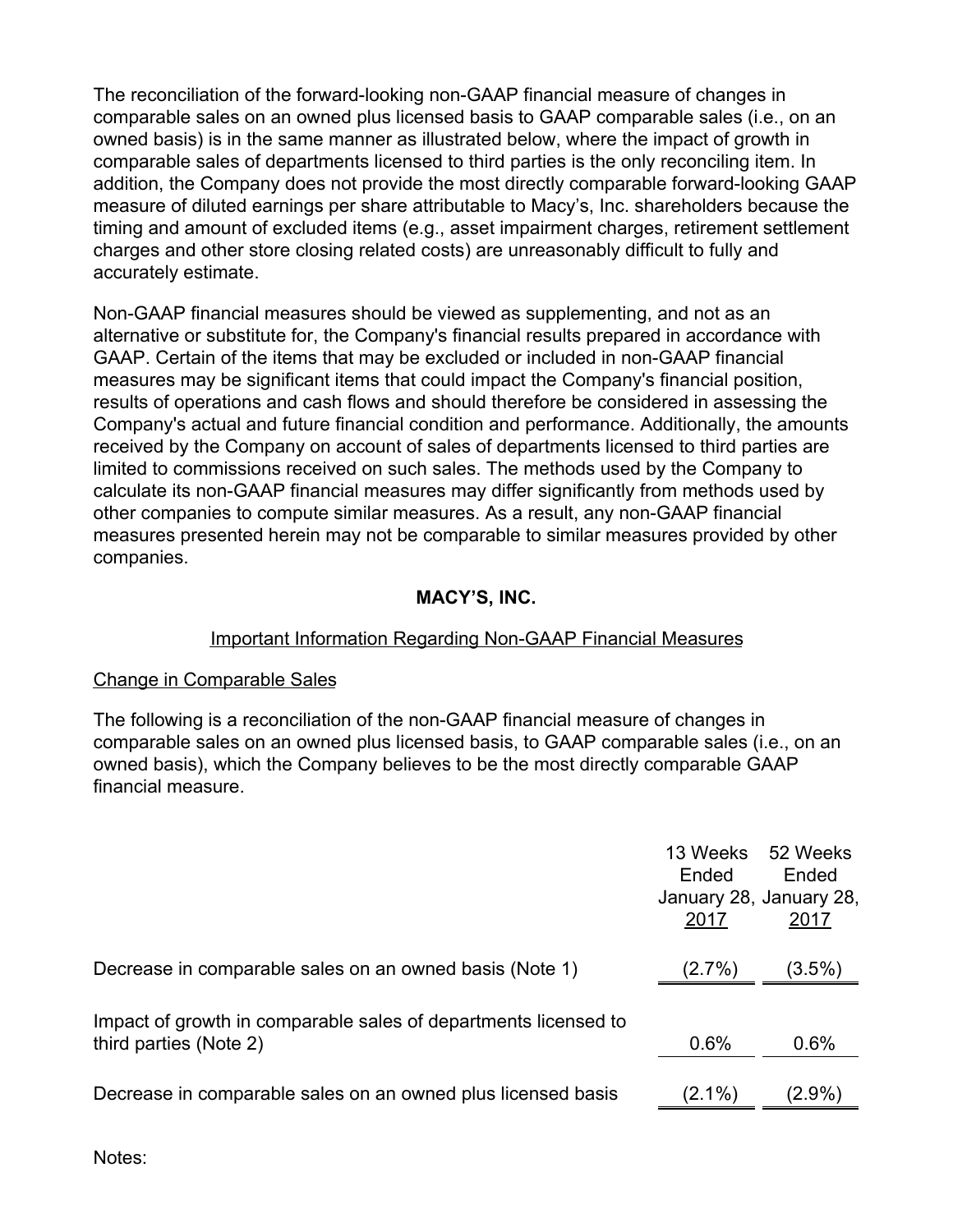The reconciliation of the forward-looking non-GAAP financial measure of changes in comparable sales on an owned plus licensed basis to GAAP comparable sales (i.e., on an owned basis) is in the same manner as illustrated below, where the impact of growth in comparable sales of departments licensed to third parties is the only reconciling item. In addition, the Company does not provide the most directly comparable forward-looking GAAP measure of diluted earnings per share attributable to Macy's, Inc. shareholders because the timing and amount of excluded items (e.g., asset impairment charges, retirement settlement charges and other store closing related costs) are unreasonably difficult to fully and accurately estimate.

Non-GAAP financial measures should be viewed as supplementing, and not as an alternative or substitute for, the Company's financial results prepared in accordance with GAAP. Certain of the items that may be excluded or included in non-GAAP financial measures may be significant items that could impact the Company's financial position, results of operations and cash flows and should therefore be considered in assessing the Company's actual and future financial condition and performance. Additionally, the amounts received by the Company on account of sales of departments licensed to third parties are limited to commissions received on such sales. The methods used by the Company to calculate its non-GAAP financial measures may differ significantly from methods used by other companies to compute similar measures. As a result, any non-GAAP financial measures presented herein may not be comparable to similar measures provided by other companies.

## MACY'S, INC.

### Important Information Regarding Non-GAAP Financial Measures

Change in Comparable Sales

The following is a reconciliation of the non-GAAP financial measure of changes in comparable sales on an owned plus licensed basis, to GAAP comparable sales (i.e., on an owned basis), which the Company believes to be the most directly comparable GAAP financial measure.

| | 13 Weeks Ended January 28, 2017 | 52 Weeks Ended January 28, 2017 |
|---|---|---|
| Decrease in comparable sales on an owned basis (Note 1) | (2.7%) | (3.5%) |
| Impact of growth in comparable sales of departments licensed to third parties (Note 2) | 0.6% | 0.6% |
| Decrease in comparable sales on an owned plus licensed basis | (2.1%) | (2.9%) |

Notes: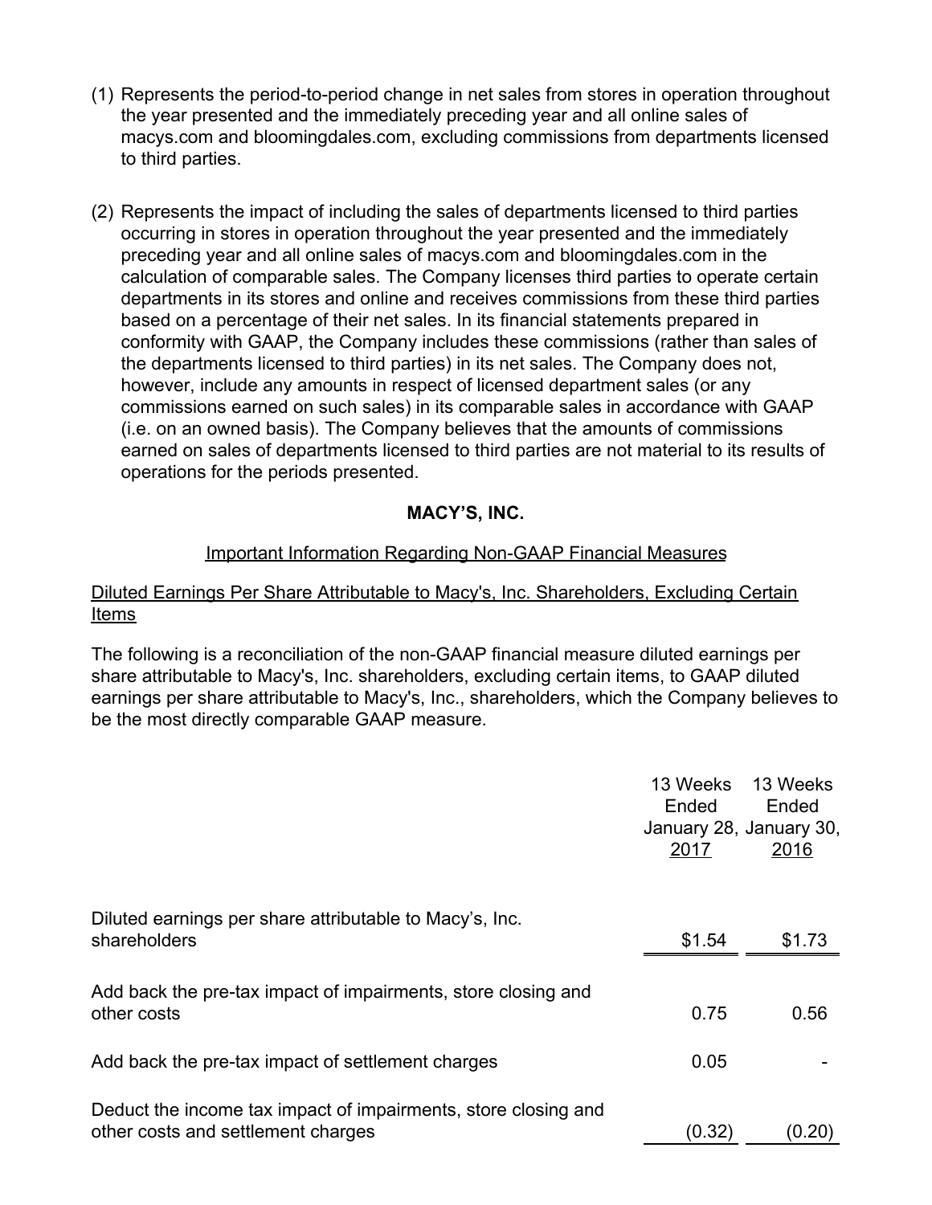(1) Represents the period-to-period change in net sales from stores in operation throughout the year presented and the immediately preceding year and all online sales of macys.com and bloomingdales.com, excluding commissions from departments licensed to third parties.

(2) Represents the impact of including the sales of departments licensed to third parties occurring in stores in operation throughout the year presented and the immediately preceding year and all online sales of macys.com and bloomingdales.com in the calculation of comparable sales. The Company licenses third parties to operate certain departments in its stores and online and receives commissions from these third parties based on a percentage of their net sales. In its financial statements prepared in conformity with GAAP, the Company includes these commissions (rather than sales of the departments licensed to third parties) in its net sales. The Company does not, however, include any amounts in respect of licensed department sales (or any commissions earned on such sales) in its comparable sales in accordance with GAAP (i.e. on an owned basis). The Company believes that the amounts of commissions earned on sales of departments licensed to third parties are not material to its results of operations for the periods presented.

**MACY'S, INC.**

Important Information Regarding Non-GAAP Financial Measures

Diluted Earnings Per Share Attributable to Macy's, Inc. Shareholders, Excluding Certain Items

The following is a reconciliation of the non-GAAP financial measure diluted earnings per share attributable to Macy's, Inc. shareholders, excluding certain items, to GAAP diluted earnings per share attributable to Macy's, Inc., shareholders, which the Company believes to be the most directly comparable GAAP measure.

| | 13 Weeks Ended January 28, 2017 | 13 Weeks Ended January 30, 2016 |
|---|---|---|
| Diluted earnings per share attributable to Macy's, Inc. shareholders | $1.54 | $1.73 |
| Add back the pre-tax impact of impairments, store closing and other costs | 0.75 | 0.56 |
| Add back the pre-tax impact of settlement charges | 0.05 | - |
| Deduct the income tax impact of impairments, store closing and other costs and settlement charges | (0.32) | (0.20) |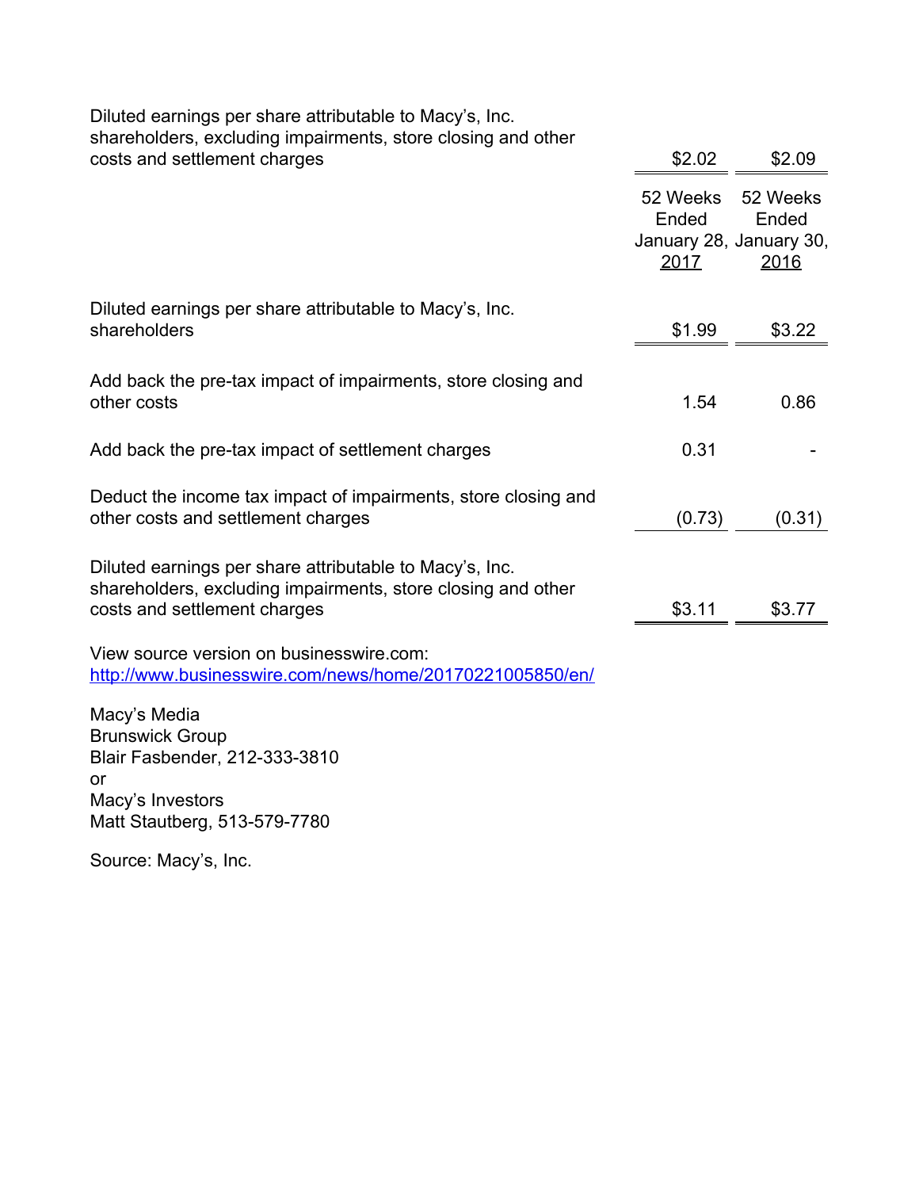| | | |
|---|---|---|
| Diluted earnings per share attributable to Macy's, Inc. shareholders, excluding impairments, store closing and other costs and settlement charges | $2.02 | $2.09 |

| | 52 Weeks Ended January 28, 2017 | 52 Weeks Ended January 30, 2016 |
|---|---|---|
| Diluted earnings per share attributable to Macy's, Inc. shareholders | $1.99 | $3.22 |
| Add back the pre-tax impact of impairments, store closing and other costs | 1.54 | 0.86 |
| Add back the pre-tax impact of settlement charges | 0.31 | - |
| Deduct the income tax impact of impairments, store closing and other costs and settlement charges | (0.73) | (0.31) |
| Diluted earnings per share attributable to Macy's, Inc. shareholders, excluding impairments, store closing and other costs and settlement charges | $3.11 | $3.77 |

View source version on businesswire.com: http://www.businesswire.com/news/home/20170221005850/en/

Macy's Media
Brunswick Group
Blair Fasbender, 212-333-3810
or
Macy's Investors
Matt Stautberg, 513-579-7780

Source: Macy's, Inc.